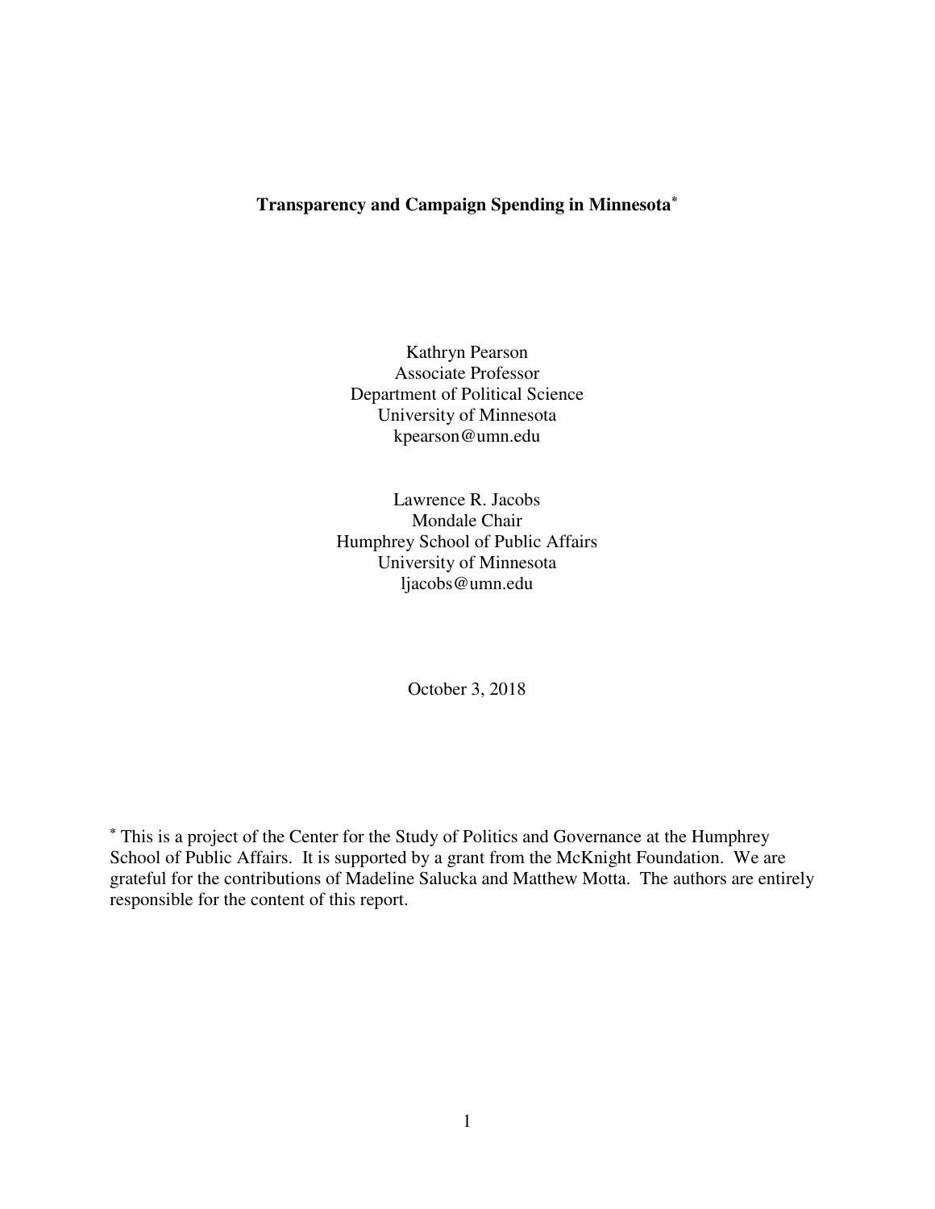# Transparency and Campaign Spending in Minnesota[*]

Kathryn Pearson
Associate Professor
Department of Political Science
University of Minnesota
kpearson@umn.edu

Lawrence R. Jacobs
Mondale Chair
Humphrey School of Public Affairs
University of Minnesota
ljacobs@umn.edu

October 3, 2018

[*] This is a project of the Center for the Study of Politics and Governance at the Humphrey School of Public Affairs. It is supported by a grant from the McKnight Foundation. We are grateful for the contributions of Madeline Salucka and Matthew Motta. The authors are entirely responsible for the content of this report.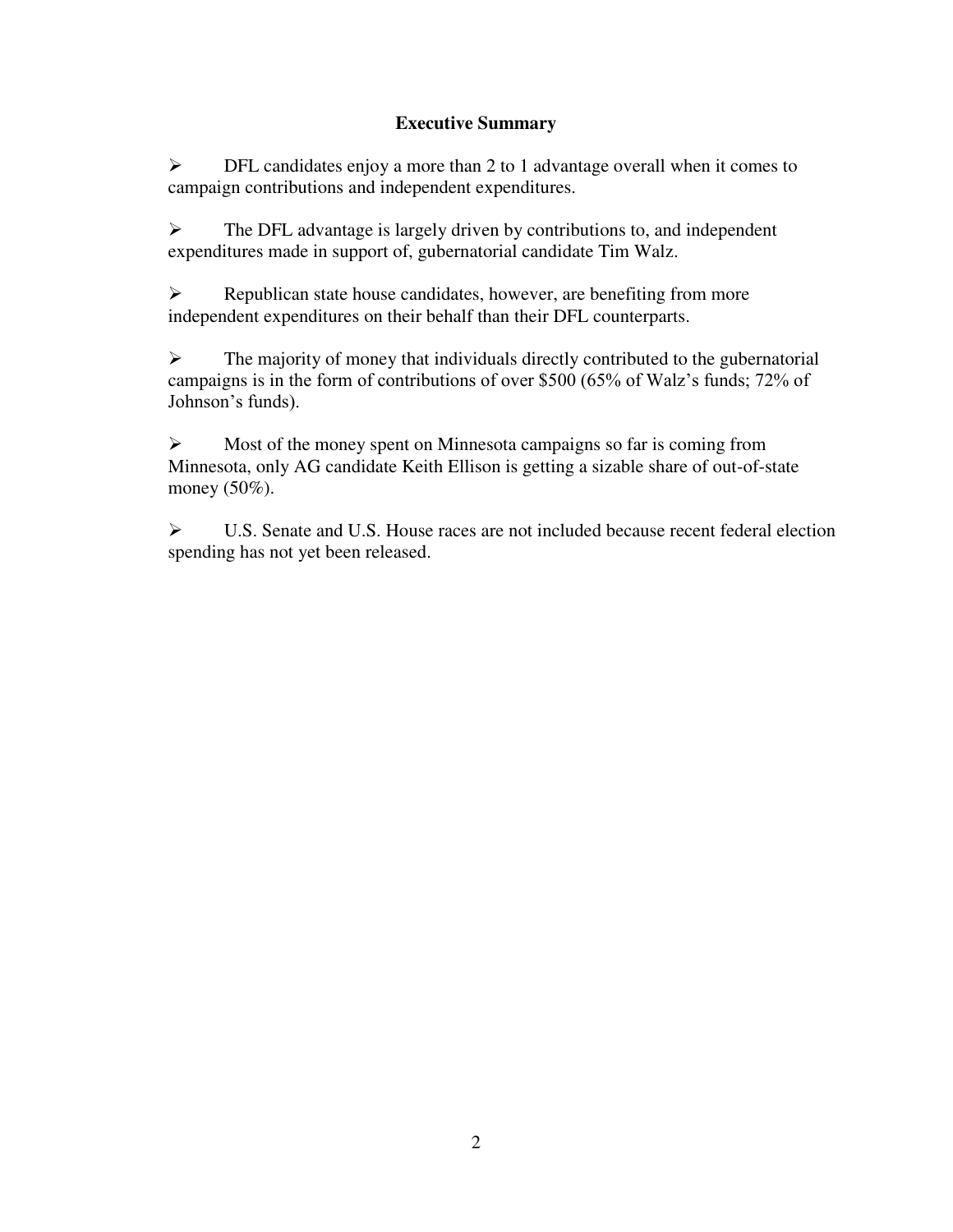## Executive Summary

- DFL candidates enjoy a more than 2 to 1 advantage overall when it comes to campaign contributions and independent expenditures.

- The DFL advantage is largely driven by contributions to, and independent expenditures made in support of, gubernatorial candidate Tim Walz.

- Republican state house candidates, however, are benefiting from more independent expenditures on their behalf than their DFL counterparts.

- The majority of money that individuals directly contributed to the gubernatorial campaigns is in the form of contributions of over $500 (65% of Walz's funds; 72% of Johnson's funds).

- Most of the money spent on Minnesota campaigns so far is coming from Minnesota, only AG candidate Keith Ellison is getting a sizable share of out-of-state money (50%).

- U.S. Senate and U.S. House races are not included because recent federal election spending has not yet been released.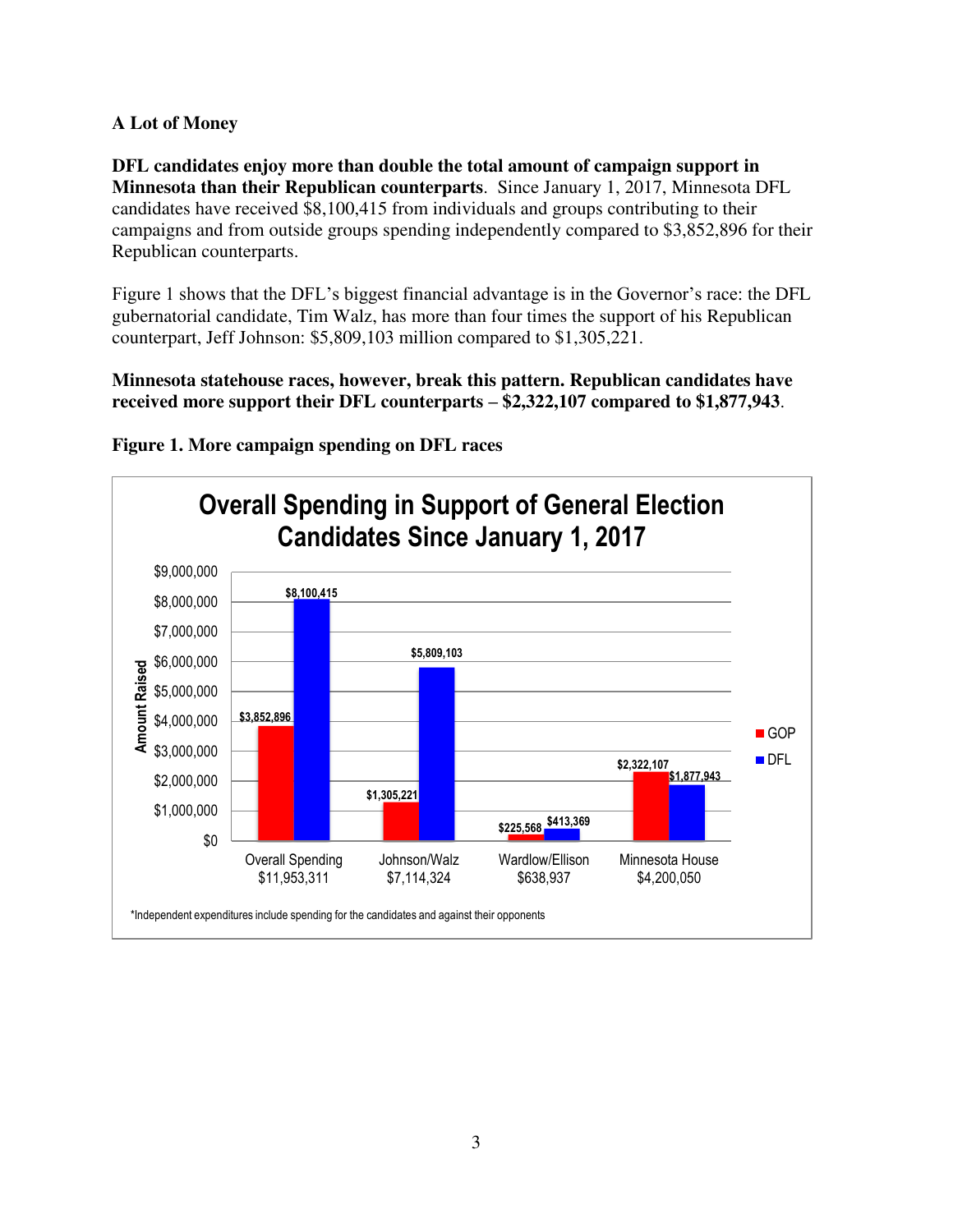**A Lot of Money**

**DFL candidates enjoy more than double the total amount of campaign support in Minnesota than their Republican counterparts**. Since January 1, 2017, Minnesota DFL candidates have received $8,100,415 from individuals and groups contributing to their campaigns and from outside groups spending independently compared to $3,852,896 for their Republican counterparts.

Figure 1 shows that the DFL's biggest financial advantage is in the Governor's race: the DFL gubernatorial candidate, Tim Walz, has more than four times the support of his Republican counterpart, Jeff Johnson: $5,809,103 million compared to $1,305,221.

**Minnesota statehouse races, however, break this pattern. Republican candidates have received more support their DFL counterparts – $2,322,107 compared to $1,877,943**.

**Figure 1. More campaign spending on DFL races**

**Overall Spending in Support of General Election Candidates Since January 1, 2017**

| | GOP | DFL |
|---|---|---|
| Overall Spending $11,953,311 | $3,852,896 | $8,100,415 |
| Johnson/Walz $7,114,324 | $1,305,221 | $5,809,103 |
| Wardlow/Ellison $638,937 | $225,568 | $413,369 |
| Minnesota House $4,200,050 | $2,322,107 | $1,877,943 |

*Independent expenditures include spending for the candidates and against their opponents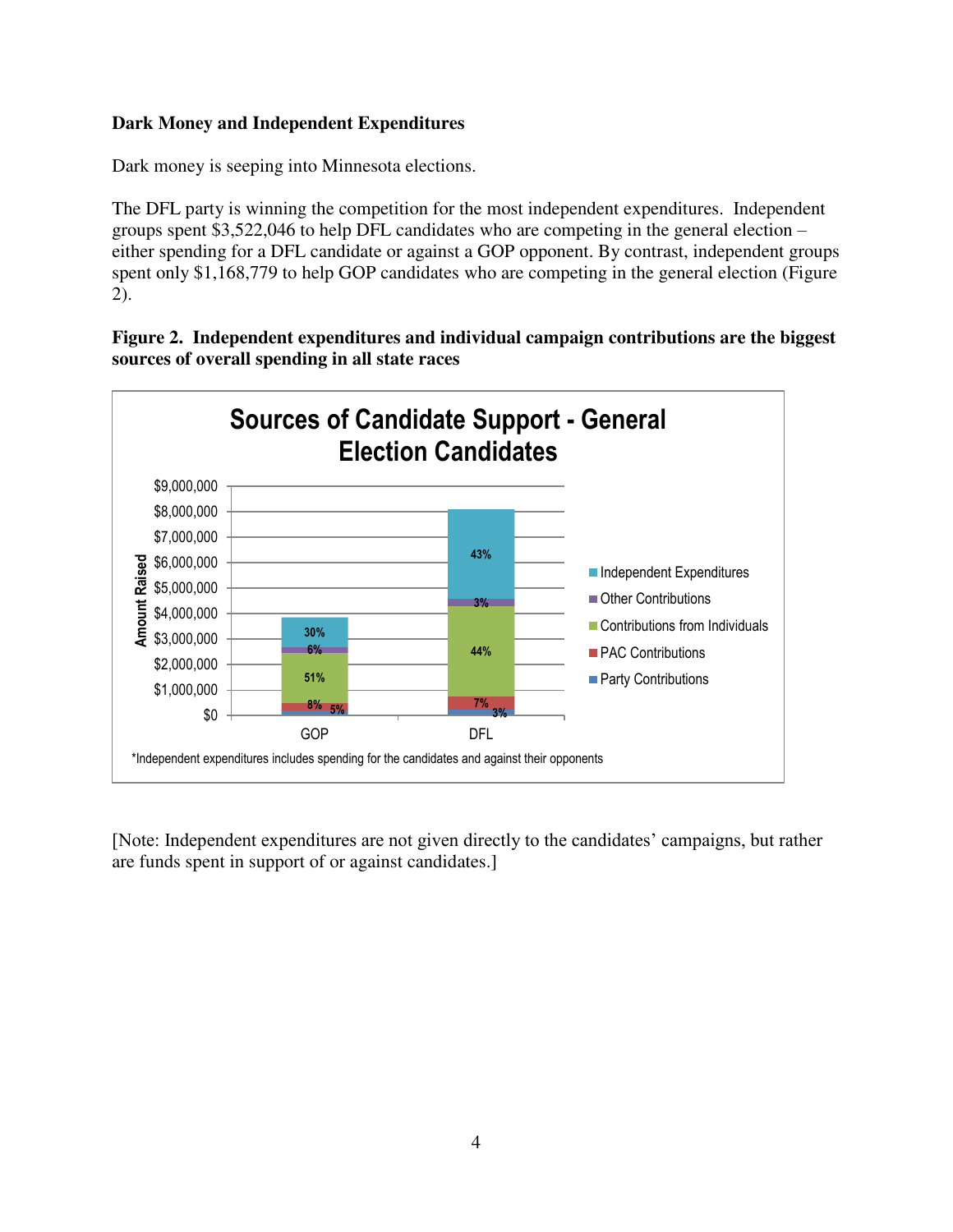**Dark Money and Independent Expenditures**

Dark money is seeping into Minnesota elections.

The DFL party is winning the competition for the most independent expenditures. Independent groups spent $3,522,046 to help DFL candidates who are competing in the general election – either spending for a DFL candidate or against a GOP opponent. By contrast, independent groups spent only $1,168,779 to help GOP candidates who are competing in the general election (Figure 2).

**Figure 2. Independent expenditures and individual campaign contributions are the biggest sources of overall spending in all state races**

[Note: Independent expenditures are not given directly to the candidates' campaigns, but rather are funds spent in support of or against candidates.]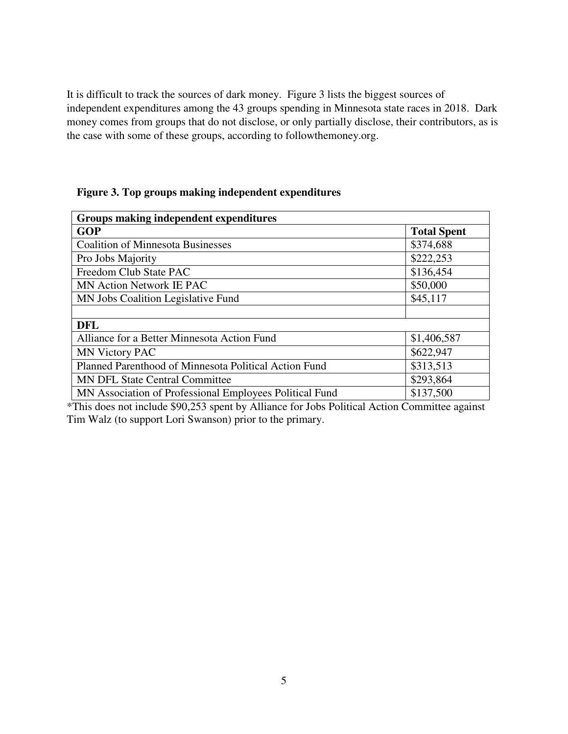It is difficult to track the sources of dark money. Figure 3 lists the biggest sources of independent expenditures among the 43 groups spending in Minnesota state races in 2018. Dark money comes from groups that do not disclose, or only partially disclose, their contributors, as is the case with some of these groups, according to followthemoney.org.

**Figure 3. Top groups making independent expenditures**

| **Groups making independent expenditures** | |
|---|---|
| **GOP** | **Total Spent** |
| Coalition of Minnesota Businesses | $374,688 |
| Pro Jobs Majority | $222,253 |
| Freedom Club State PAC | $136,454 |
| MN Action Network IE PAC | $50,000 |
| MN Jobs Coalition Legislative Fund | $45,117 |
| | |
| **DFL** | |
| Alliance for a Better Minnesota Action Fund | $1,406,587 |
| MN Victory PAC | $622,947 |
| Planned Parenthood of Minnesota Political Action Fund | $313,513 |
| MN DFL State Central Committee | $293,864 |
| MN Association of Professional Employees Political Fund | $137,500 |

*This does not include $90,253 spent by Alliance for Jobs Political Action Committee against Tim Walz (to support Lori Swanson) prior to the primary.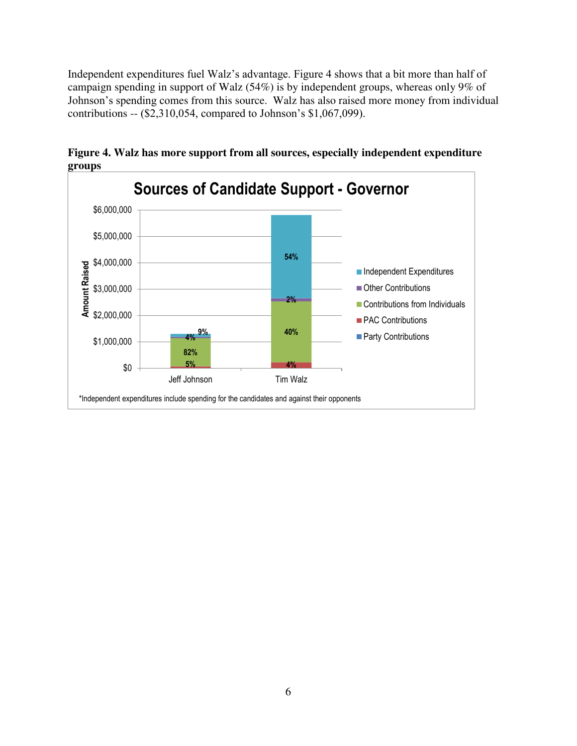Independent expenditures fuel Walz's advantage. Figure 4 shows that a bit more than half of campaign spending in support of Walz (54%) is by independent groups, whereas only 9% of Johnson's spending comes from this source. Walz has also raised more money from individual contributions -- ($2,310,054, compared to Johnson's $1,067,099).

**Figure 4. Walz has more support from all sources, especially independent expenditure groups**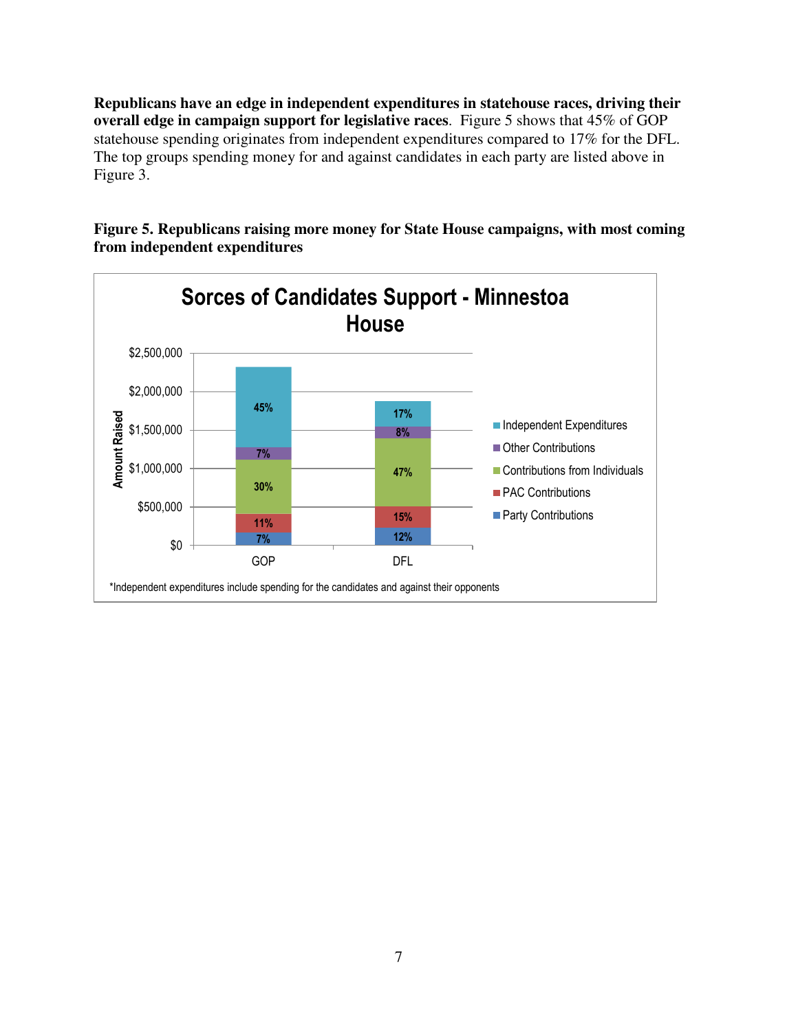**Republicans have an edge in independent expenditures in statehouse races, driving their overall edge in campaign support for legislative races**. Figure 5 shows that 45% of GOP statehouse spending originates from independent expenditures compared to 17% for the DFL. The top groups spending money for and against candidates in each party are listed above in Figure 3.

**Figure 5. Republicans raising more money for State House campaigns, with most coming from independent expenditures**

Sorces of Candidates Support - Minnestoa House

| | GOP | DFL |
|---|---|---|
| Independent Expenditures | 45% | 17% |
| Other Contributions | 7% | 8% |
| Contributions from Individuals | 30% | 47% |
| PAC Contributions | 11% | 15% |
| Party Contributions | 7% | 12% |

*Independent expenditures include spending for the candidates and against their opponents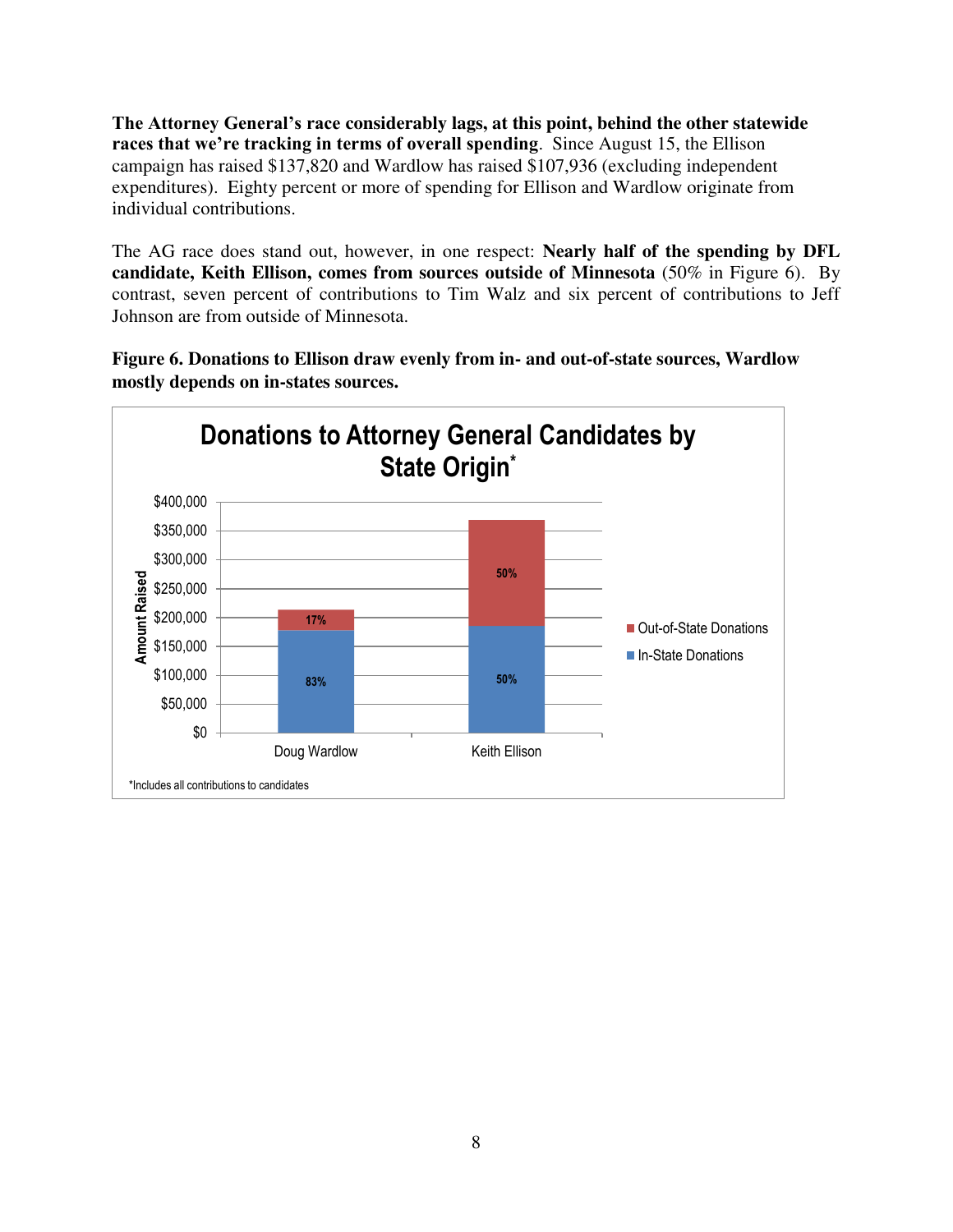**The Attorney General's race considerably lags, at this point, behind the other statewide races that we're tracking in terms of overall spending**. Since August 15, the Ellison campaign has raised $137,820 and Wardlow has raised $107,936 (excluding independent expenditures). Eighty percent or more of spending for Ellison and Wardlow originate from individual contributions.

The AG race does stand out, however, in one respect: **Nearly half of the spending by DFL candidate, Keith Ellison, comes from sources outside of Minnesota** (50% in Figure 6). By contrast, seven percent of contributions to Tim Walz and six percent of contributions to Jeff Johnson are from outside of Minnesota.

**Figure 6. Donations to Ellison draw evenly from in- and out-of-state sources, Wardlow mostly depends on in-states sources.**

**Donations to Attorney General Candidates by State Origin***

| Candidate | In-State Donations | Out-of-State Donations |
|---|---|---|
| Doug Wardlow | 83% | 17% |
| Keith Ellison | 50% | 50% |

*Includes all contributions to candidates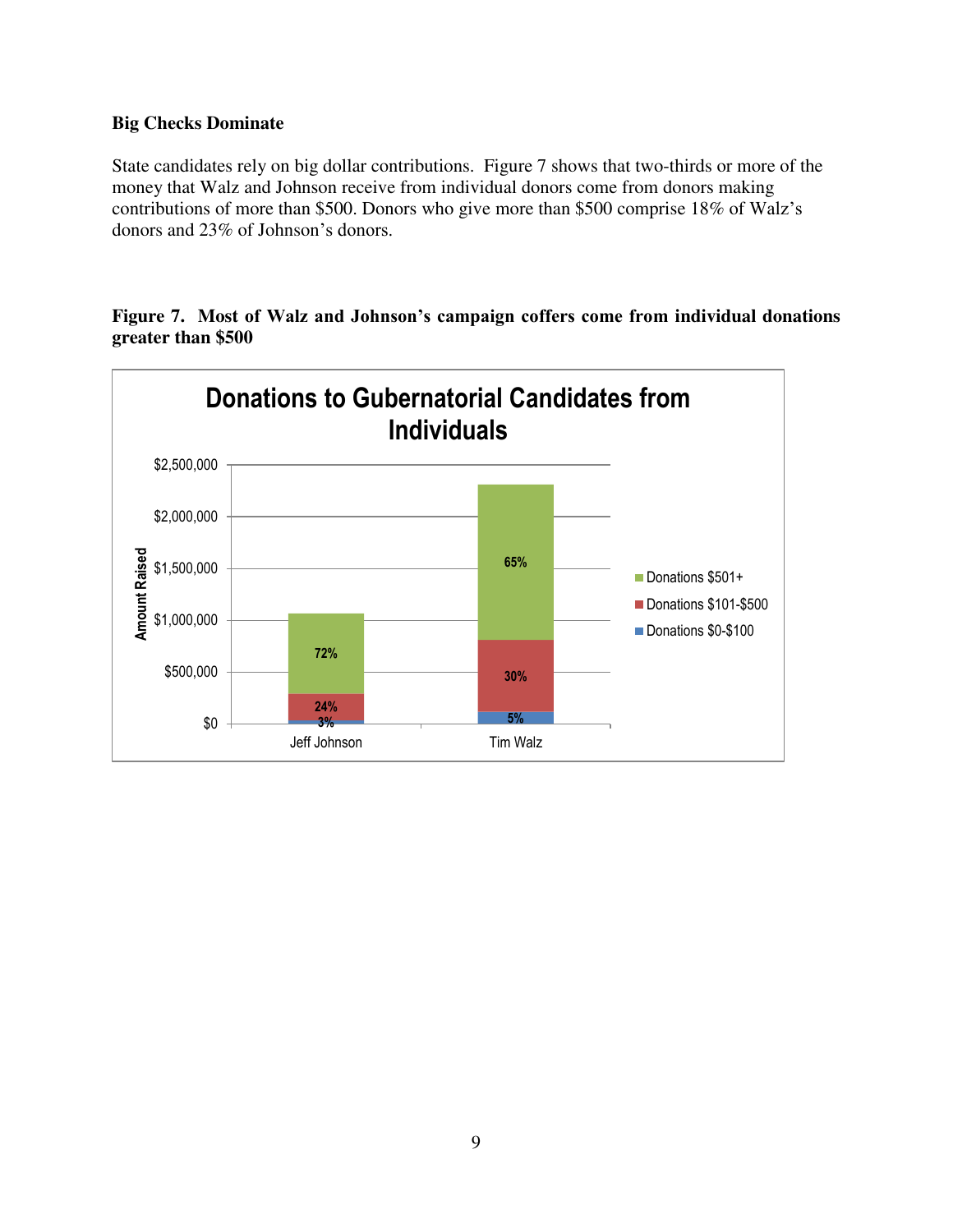**Big Checks Dominate**

State candidates rely on big dollar contributions. Figure 7 shows that two-thirds or more of the money that Walz and Johnson receive from individual donors come from donors making contributions of more than $500. Donors who give more than $500 comprise 18% of Walz's donors and 23% of Johnson's donors.

**Figure 7. Most of Walz and Johnson's campaign coffers come from individual donations greater than $500**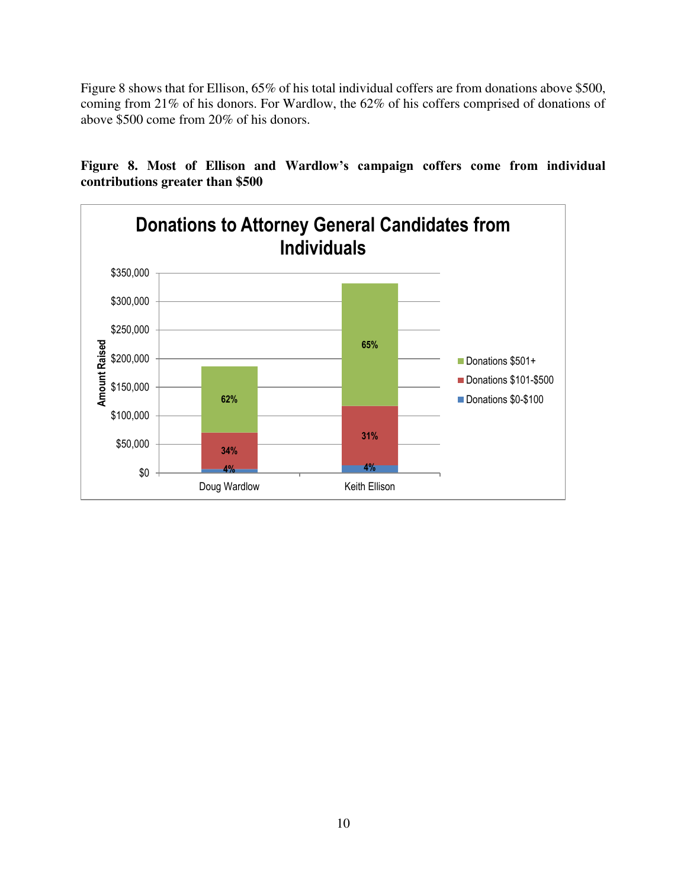Figure 8 shows that for Ellison, 65% of his total individual coffers are from donations above $500, coming from 21% of his donors. For Wardlow, the 62% of his coffers comprised of donations of above $500 come from 20% of his donors.

**Figure 8. Most of Ellison and Wardlow's campaign coffers come from individual contributions greater than $500**

**Donations to Attorney General Candidates from Individuals**

| | Doug Wardlow | Keith Ellison |
|---|---|---|
| Donations $501+ | 62% | 65% |
| Donations $101-$500 | 34% | 31% |
| Donations $0-$100 | 4% | 4% |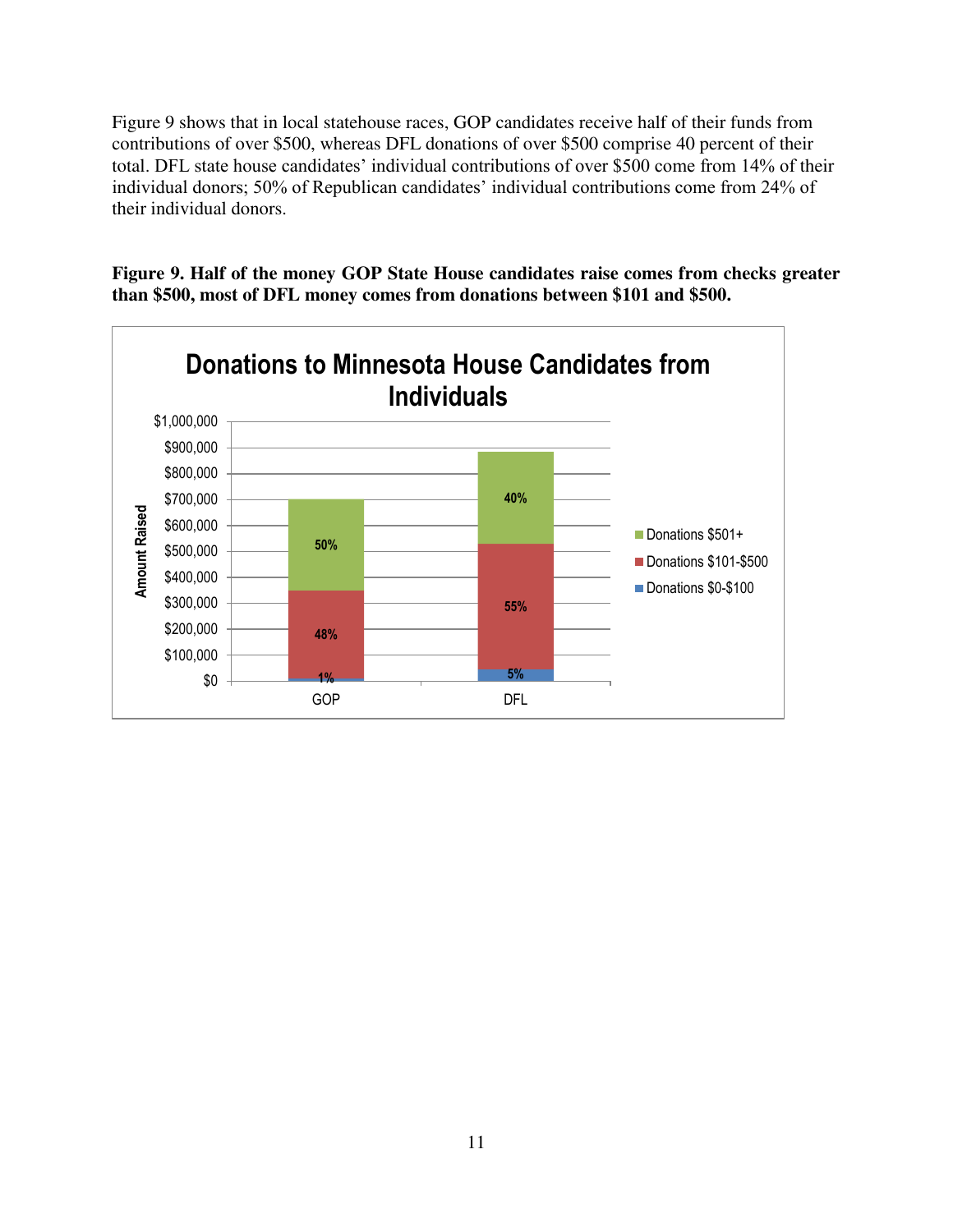Figure 9 shows that in local statehouse races, GOP candidates receive half of their funds from contributions of over $500, whereas DFL donations of over $500 comprise 40 percent of their total. DFL state house candidates' individual contributions of over $500 come from 14% of their individual donors; 50% of Republican candidates' individual contributions come from 24% of their individual donors.

**Figure 9. Half of the money GOP State House candidates raise comes from checks greater than $500, most of DFL money comes from donations between $101 and $500.**

Donations to Minnesota House Candidates from Individuals

| | GOP | DFL |
|---|---|---|
| Donations $501+ | 50% | 40% |
| Donations $101-$500 | 48% | 55% |
| Donations $0-$100 | 1% | 5% |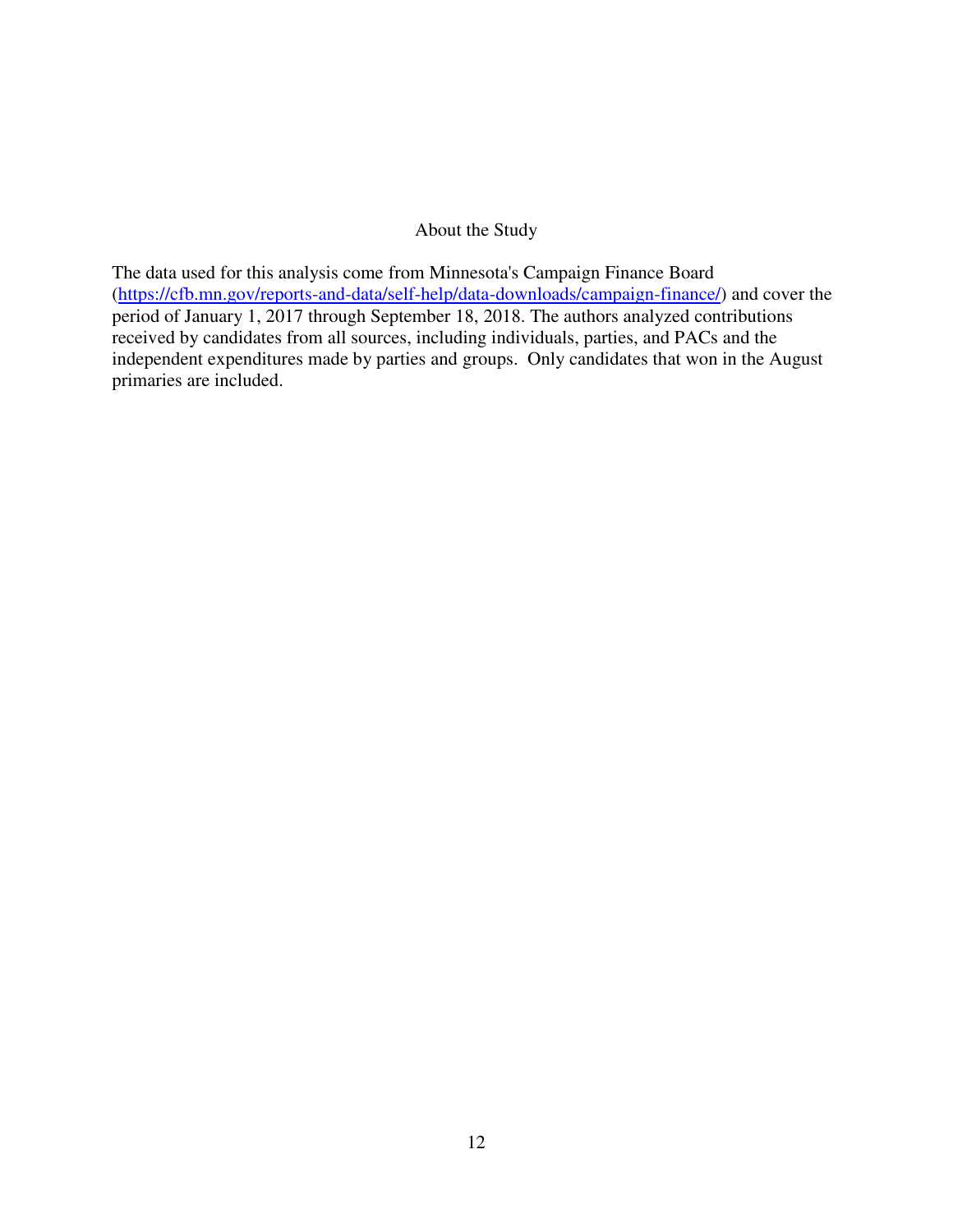## About the Study

The data used for this analysis come from Minnesota's Campaign Finance Board (https://cfb.mn.gov/reports-and-data/self-help/data-downloads/campaign-finance/) and cover the period of January 1, 2017 through September 18, 2018. The authors analyzed contributions received by candidates from all sources, including individuals, parties, and PACs and the independent expenditures made by parties and groups. Only candidates that won in the August primaries are included.